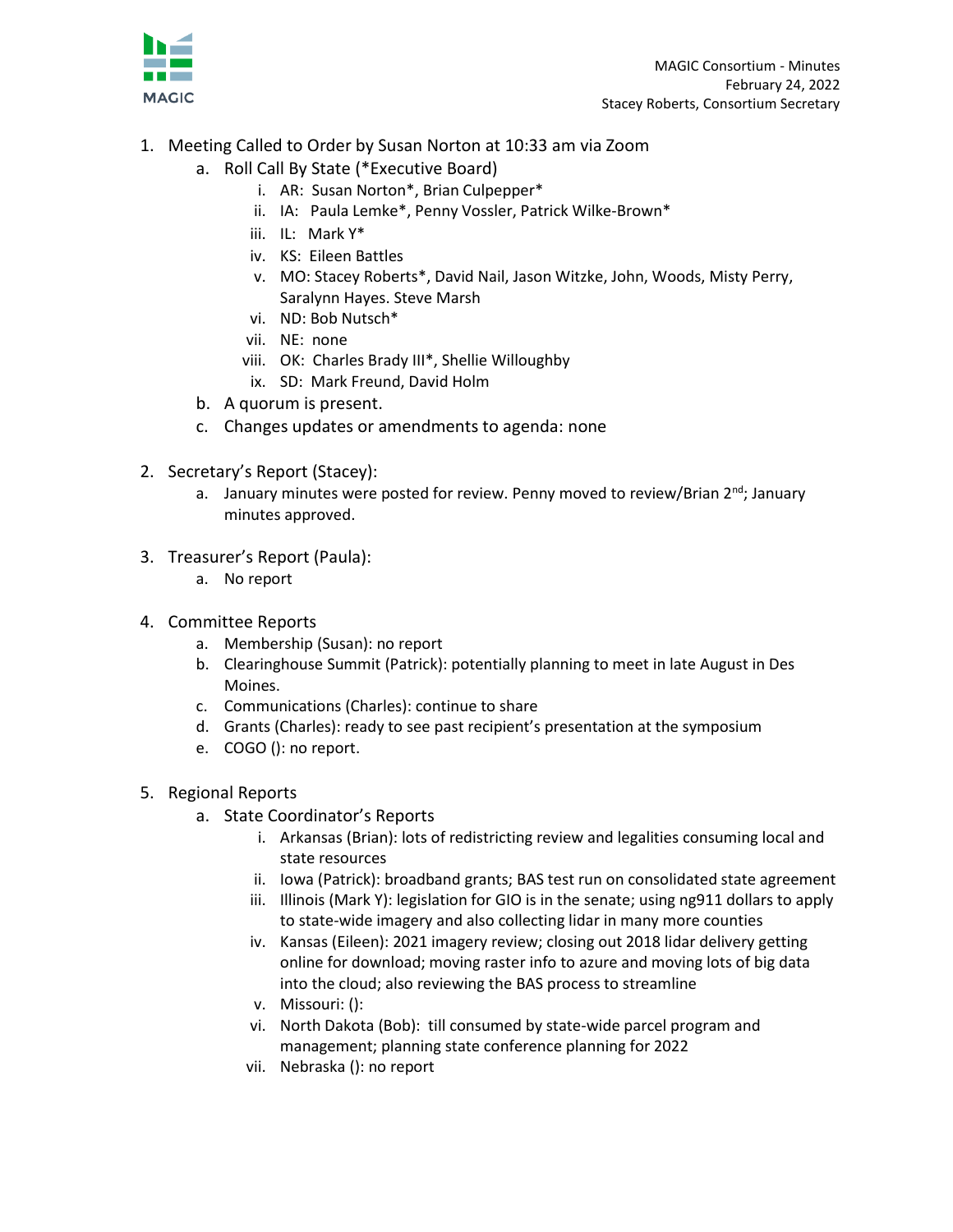MAGIC Consortium - Minutes
February 24, 2022
Stacey Roberts, Consortium Secretary

1. Meeting Called to Order by Susan Norton at 10:33 am via Zoom
    a. Roll Call By State (*Executive Board)
        i. AR: Susan Norton*, Brian Culpepper*
        ii. IA: Paula Lemke*, Penny Vossler, Patrick Wilke-Brown*
        iii. IL: Mark Y*
        iv. KS: Eileen Battles
        v. MO: Stacey Roberts*, David Nail, Jason Witzke, John, Woods, Misty Perry, Saralynn Hayes. Steve Marsh
        vi. ND: Bob Nutsch*
        vii. NE: none
        viii. OK: Charles Brady III*, Shellie Willoughby
        ix. SD: Mark Freund, David Holm
    b. A quorum is present.
    c. Changes updates or amendments to agenda: none

2. Secretary's Report (Stacey):
    a. January minutes were posted for review. Penny moved to review/Brian 2nd; January minutes approved.

3. Treasurer's Report (Paula):
    a. No report

4. Committee Reports
    a. Membership (Susan): no report
    b. Clearinghouse Summit (Patrick): potentially planning to meet in late August in Des Moines.
    c. Communications (Charles): continue to share
    d. Grants (Charles): ready to see past recipient's presentation at the symposium
    e. COGO (): no report.

5. Regional Reports
    a. State Coordinator's Reports
        i. Arkansas (Brian): lots of redistricting review and legalities consuming local and state resources
        ii. Iowa (Patrick): broadband grants; BAS test run on consolidated state agreement
        iii. Illinois (Mark Y): legislation for GIO is in the senate; using ng911 dollars to apply to state-wide imagery and also collecting lidar in many more counties
        iv. Kansas (Eileen): 2021 imagery review; closing out 2018 lidar delivery getting online for download; moving raster info to azure and moving lots of big data into the cloud; also reviewing the BAS process to streamline
        v. Missouri: ():
        vi. North Dakota (Bob): till consumed by state-wide parcel program and management; planning state conference planning for 2022
        vii. Nebraska (): no report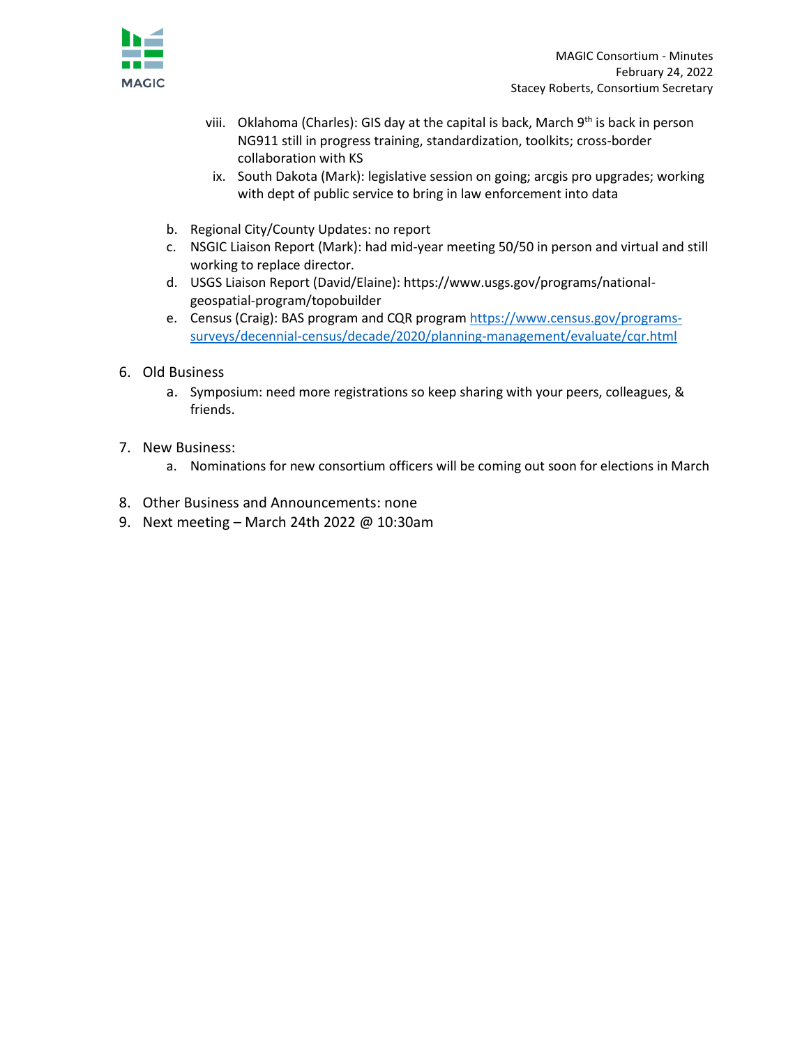viii. Oklahoma (Charles): GIS day at the capital is back, March 9th is back in person NG911 still in progress training, standardization, toolkits; cross-border collaboration with KS

ix. South Dakota (Mark): legislative session on going; arcgis pro upgrades; working with dept of public service to bring in law enforcement into data

b. Regional City/County Updates: no report

c. NSGIC Liaison Report (Mark): had mid-year meeting 50/50 in person and virtual and still working to replace director.

d. USGS Liaison Report (David/Elaine): https://www.usgs.gov/programs/national-geospatial-program/topobuilder

e. Census (Craig): BAS program and CQR program https://www.census.gov/programs-surveys/decennial-census/decade/2020/planning-management/evaluate/cqr.html

6. Old Business
   a. Symposium: need more registrations so keep sharing with your peers, colleagues, & friends.

7. New Business:
   a. Nominations for new consortium officers will be coming out soon for elections in March

8. Other Business and Announcements: none

9. Next meeting – March 24th 2022 @ 10:30am